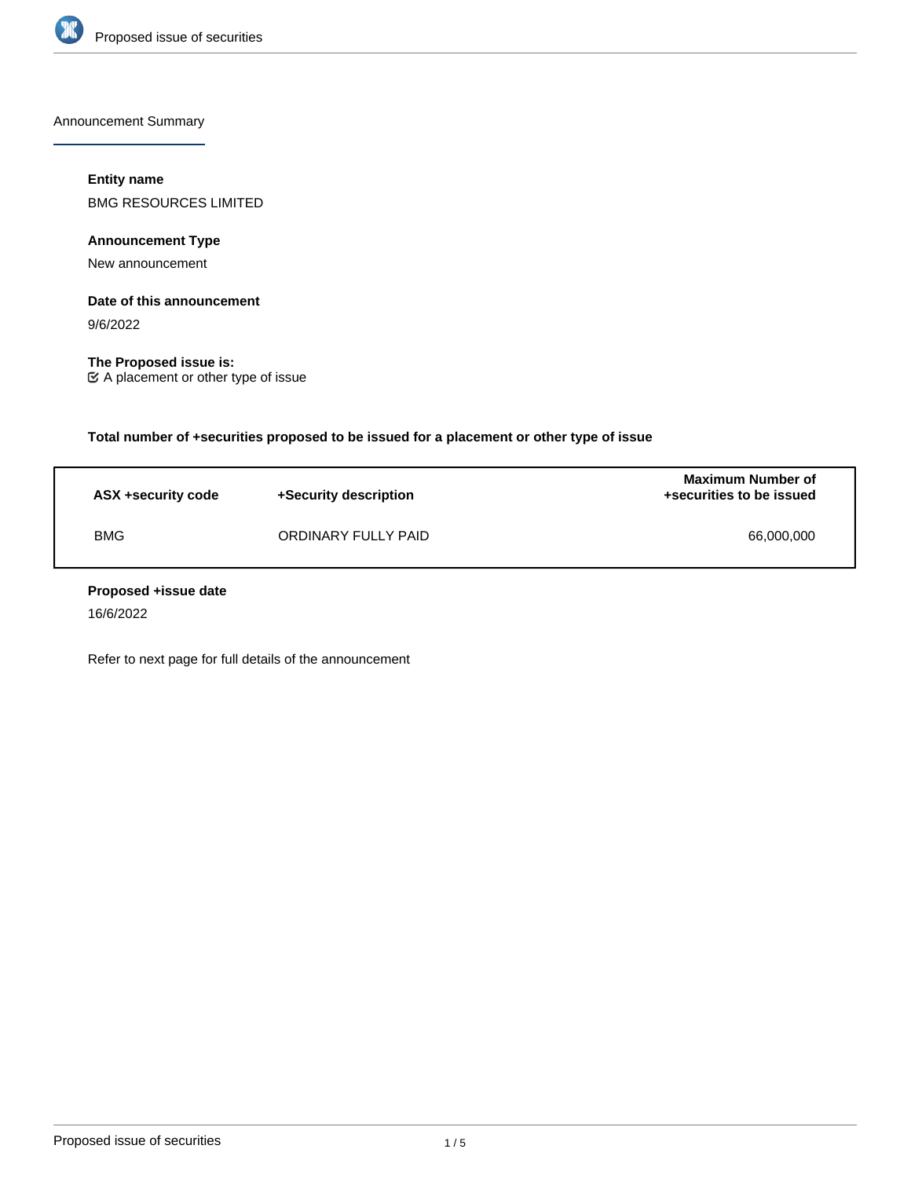## Announcement Summary

**Entity name**

BMG RESOURCES LIMITED

**Announcement Type**

New announcement

**Date of this announcement**

9/6/2022

**The Proposed issue is:**

☑ A placement or other type of issue

**Total number of +securities proposed to be issued for a placement or other type of issue**

| ASX +security code | +Security description | Maximum Number of +securities to be issued |
|---|---|---|
| BMG | ORDINARY FULLY PAID | 66,000,000 |

**Proposed +issue date**

16/6/2022

Refer to next page for full details of the announcement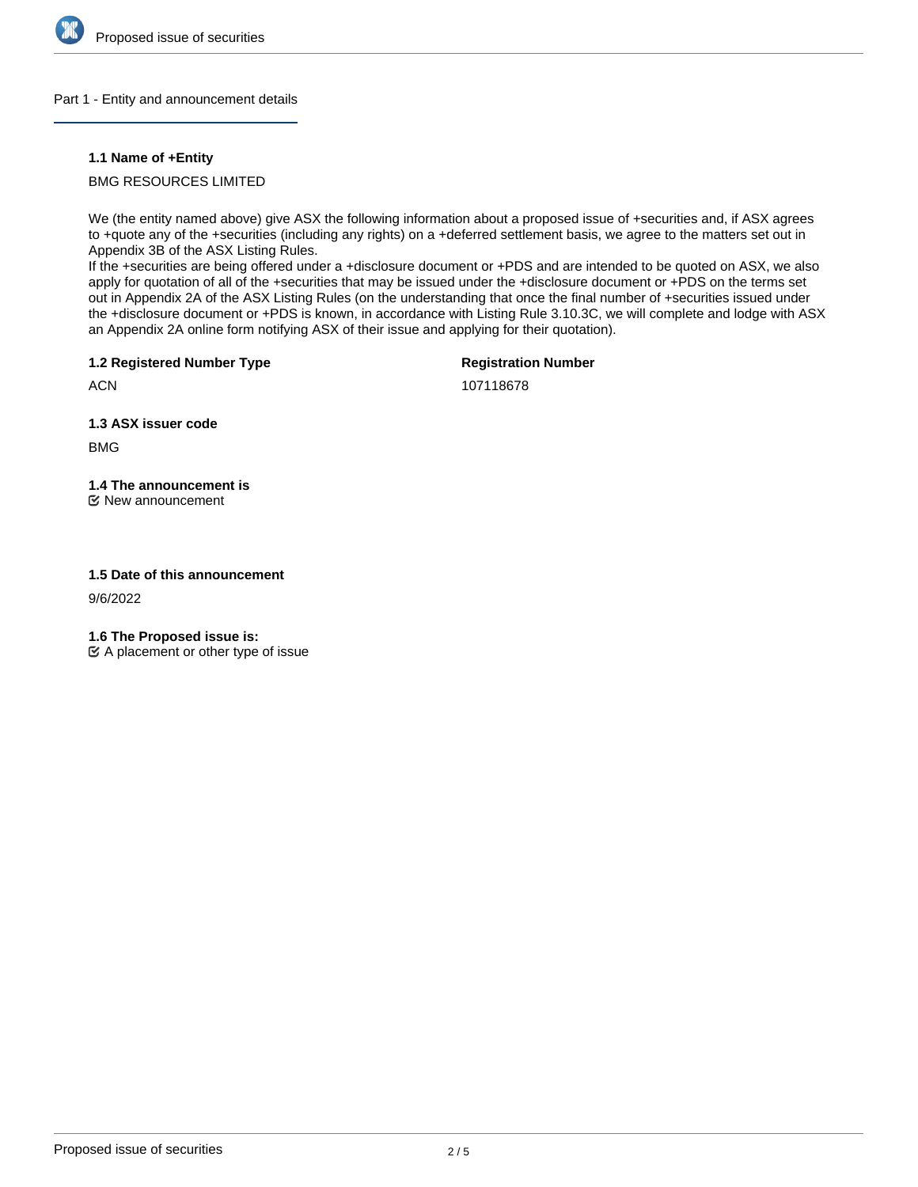## Part 1 - Entity and announcement details

**1.1 Name of +Entity**

BMG RESOURCES LIMITED

We (the entity named above) give ASX the following information about a proposed issue of +securities and, if ASX agrees to +quote any of the +securities (including any rights) on a +deferred settlement basis, we agree to the matters set out in Appendix 3B of the ASX Listing Rules.
If the +securities are being offered under a +disclosure document or +PDS and are intended to be quoted on ASX, we also apply for quotation of all of the +securities that may be issued under the +disclosure document or +PDS on the terms set out in Appendix 2A of the ASX Listing Rules (on the understanding that once the final number of +securities issued under the +disclosure document or +PDS is known, in accordance with Listing Rule 3.10.3C, we will complete and lodge with ASX an Appendix 2A online form notifying ASX of their issue and applying for their quotation).

**1.2 Registered Number Type**

ACN

**Registration Number**

107118678

**1.3 ASX issuer code**

BMG

**1.4 The announcement is**

☑ New announcement

**1.5 Date of this announcement**

9/6/2022

**1.6 The Proposed issue is:**

☑ A placement or other type of issue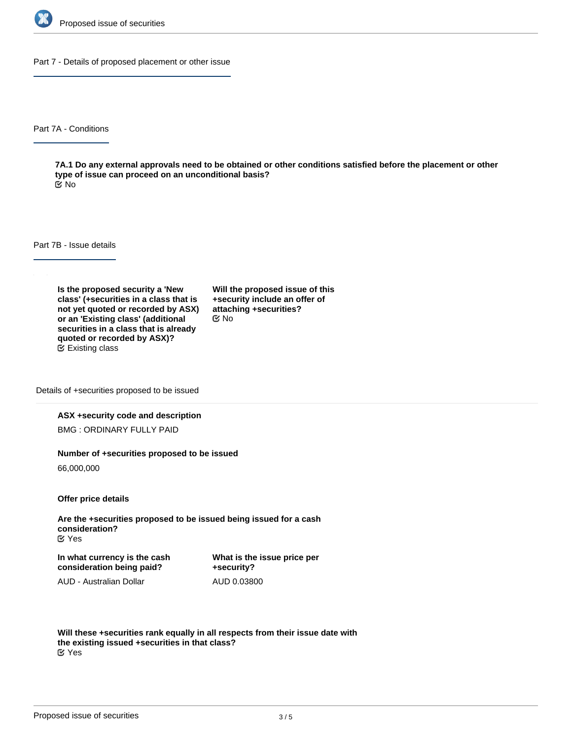## Part 7 - Details of proposed placement or other issue

### Part 7A - Conditions

**7A.1 Do any external approvals need to be obtained or other conditions satisfied before the placement or other type of issue can proceed on an unconditional basis?**
No

### Part 7B - Issue details

**Is the proposed security a 'New class' (+securities in a class that is not yet quoted or recorded by ASX) or an 'Existing class' (additional securities in a class that is already quoted or recorded by ASX)?**
Existing class

**Will the proposed issue of this +security include an offer of attaching +securities?**
No

Details of +securities proposed to be issued

**ASX +security code and description**

BMG : ORDINARY FULLY PAID

**Number of +securities proposed to be issued**

66,000,000

**Offer price details**

**Are the +securities proposed to be issued being issued for a cash consideration?**
Yes

**In what currency is the cash consideration being paid?**

AUD - Australian Dollar

**What is the issue price per +security?**

AUD 0.03800

**Will these +securities rank equally in all respects from their issue date with the existing issued +securities in that class?**
Yes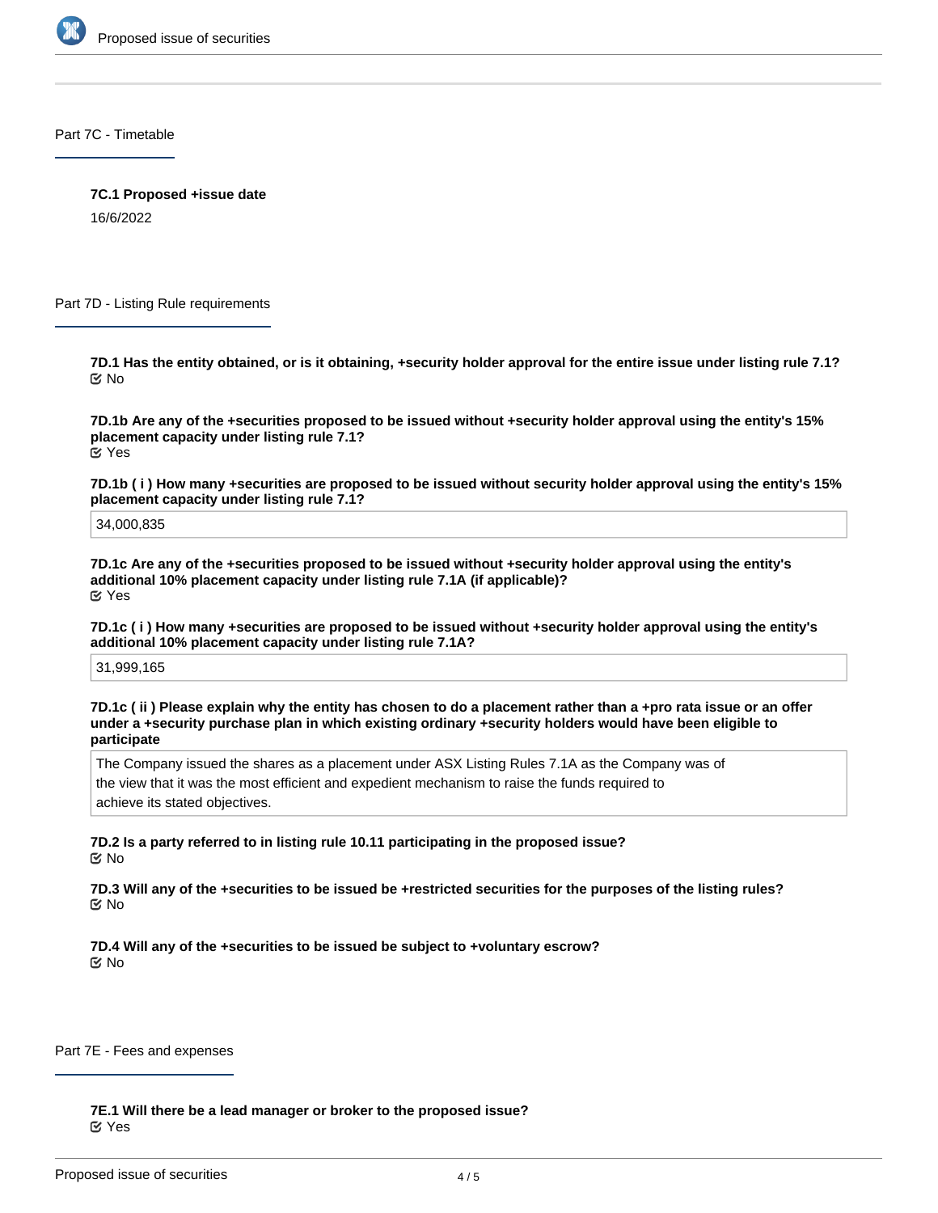## Part 7C - Timetable

**7C.1 Proposed +issue date**

16/6/2022

## Part 7D - Listing Rule requirements

**7D.1 Has the entity obtained, or is it obtaining, +security holder approval for the entire issue under listing rule 7.1?**

☑ No

**7D.1b Are any of the +securities proposed to be issued without +security holder approval using the entity's 15% placement capacity under listing rule 7.1?**

☑ Yes

**7D.1b ( i ) How many +securities are proposed to be issued without security holder approval using the entity's 15% placement capacity under listing rule 7.1?**

34,000,835

**7D.1c Are any of the +securities proposed to be issued without +security holder approval using the entity's additional 10% placement capacity under listing rule 7.1A (if applicable)?**

☑ Yes

**7D.1c ( i ) How many +securities are proposed to be issued without +security holder approval using the entity's additional 10% placement capacity under listing rule 7.1A?**

31,999,165

**7D.1c ( ii ) Please explain why the entity has chosen to do a placement rather than a +pro rata issue or an offer under a +security purchase plan in which existing ordinary +security holders would have been eligible to participate**

The Company issued the shares as a placement under ASX Listing Rules 7.1A as the Company was of the view that it was the most efficient and expedient mechanism to raise the funds required to achieve its stated objectives.

**7D.2 Is a party referred to in listing rule 10.11 participating in the proposed issue?**

☑ No

**7D.3 Will any of the +securities to be issued be +restricted securities for the purposes of the listing rules?**

☑ No

**7D.4 Will any of the +securities to be issued be subject to +voluntary escrow?**

☑ No

## Part 7E - Fees and expenses

**7E.1 Will there be a lead manager or broker to the proposed issue?**

☑ Yes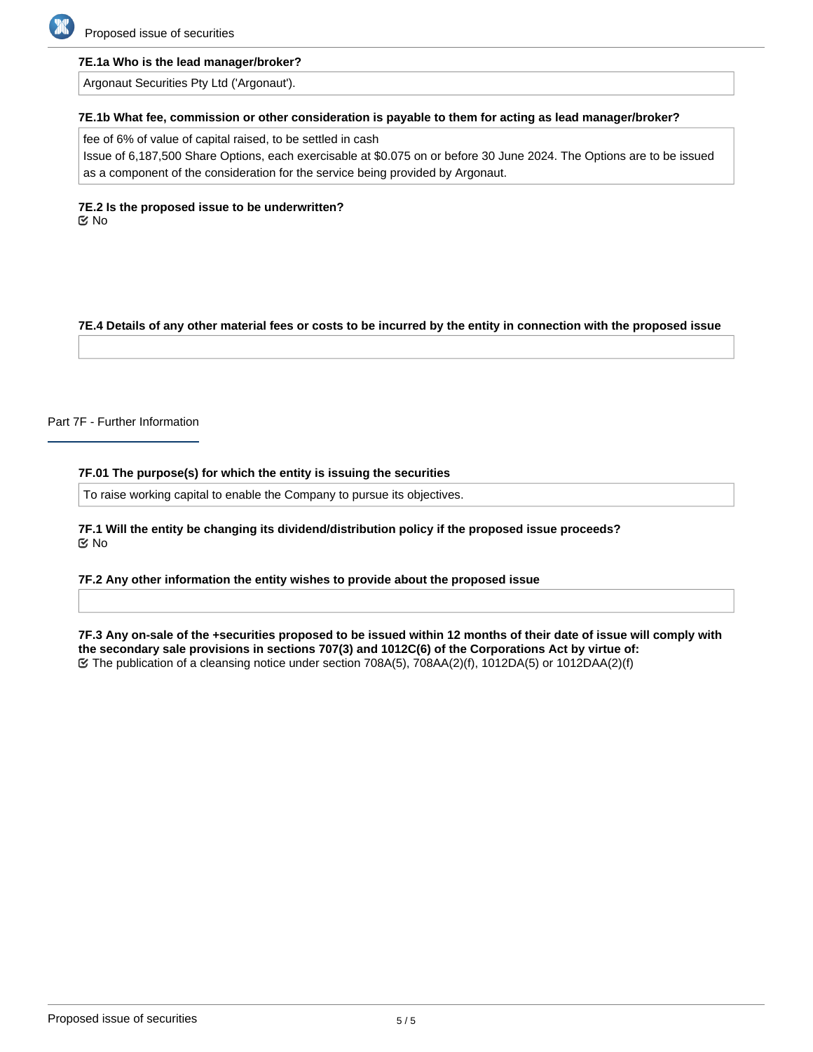**7E.1a Who is the lead manager/broker?**

Argonaut Securities Pty Ltd ('Argonaut').

**7E.1b What fee, commission or other consideration is payable to them for acting as lead manager/broker?**

fee of 6% of value of capital raised, to be settled in cash
Issue of 6,187,500 Share Options, each exercisable at $0.075 on or before 30 June 2024. The Options are to be issued as a component of the consideration for the service being provided by Argonaut.

**7E.2 Is the proposed issue to be underwritten?**

☑ No

**7E.4 Details of any other material fees or costs to be incurred by the entity in connection with the proposed issue**

## Part 7F - Further Information

**7F.01 The purpose(s) for which the entity is issuing the securities**

To raise working capital to enable the Company to pursue its objectives.

**7F.1 Will the entity be changing its dividend/distribution policy if the proposed issue proceeds?**

☑ No

**7F.2 Any other information the entity wishes to provide about the proposed issue**

**7F.3 Any on-sale of the +securities proposed to be issued within 12 months of their date of issue will comply with the secondary sale provisions in sections 707(3) and 1012C(6) of the Corporations Act by virtue of:**

☑ The publication of a cleansing notice under section 708A(5), 708AA(2)(f), 1012DA(5) or 1012DAA(2)(f)